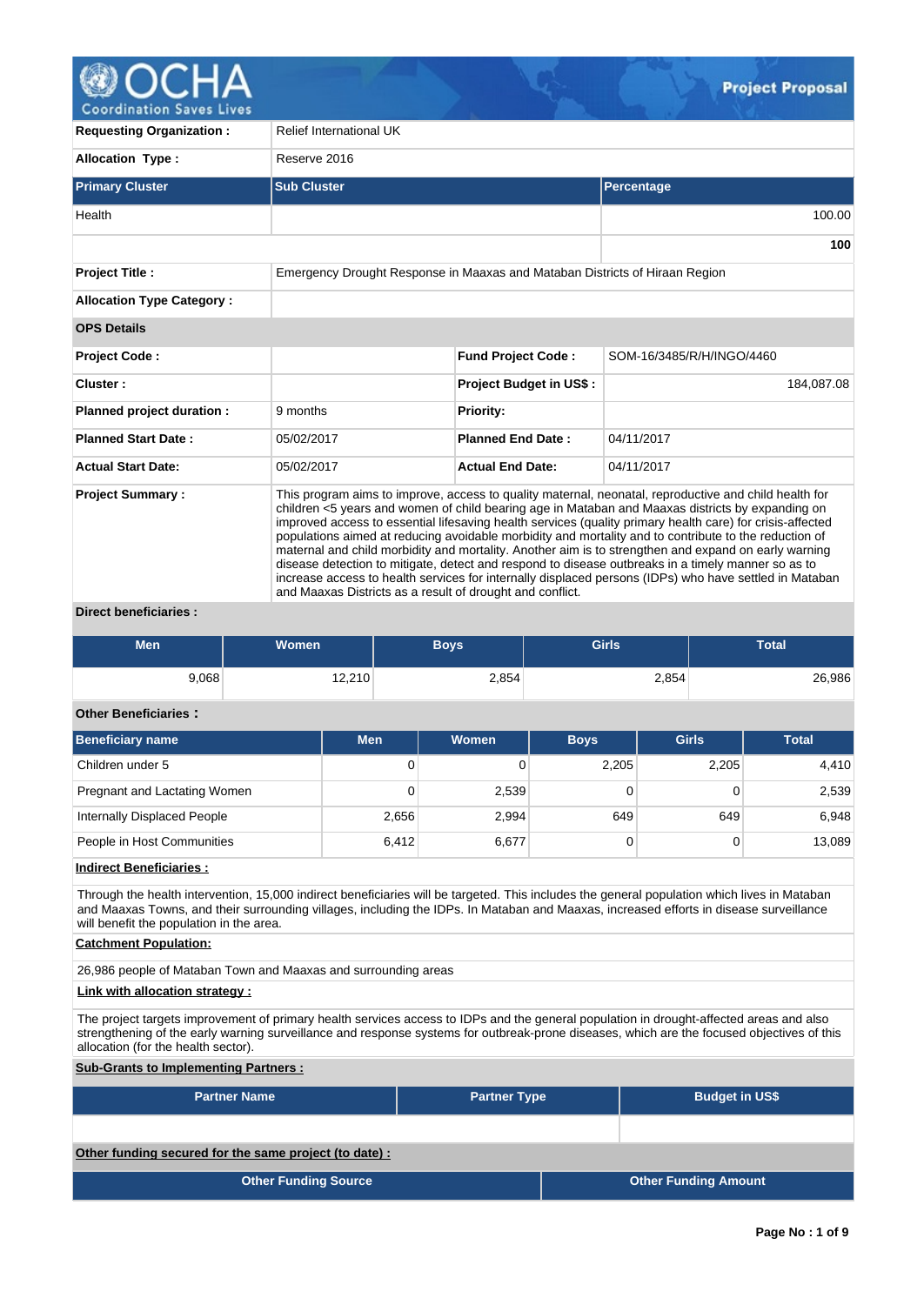# Project Proposal

| | |
|---|---|
| **Requesting Organization :** | Relief International UK |
| **Allocation Type :** | Reserve 2016 |

| **Primary Cluster** | **Sub Cluster** | **Percentage** |
|---|---|---|
| Health | | 100.00 |
| | | **100** |

| | | | |
|---|---|---|---|
| **Project Title :** | Emergency Drought Response in Maaxas and Mataban Districts of Hiraan Region | | |
| **Allocation Type Category :** | | | |
| **OPS Details** | | | |
| **Project Code :** | | **Fund Project Code :** | SOM-16/3485/R/H/INGO/4460 |
| **Cluster :** | | **Project Budget in US$ :** | 184,087.08 |
| **Planned project duration :** | 9 months | **Priority:** | |
| **Planned Start Date :** | 05/02/2017 | **Planned End Date :** | 04/11/2017 |
| **Actual Start Date:** | 05/02/2017 | **Actual End Date:** | 04/11/2017 |

**Project Summary :**

This program aims to improve, access to quality maternal, neonatal, reproductive and child health for children <5 years and women of child bearing age in Mataban and Maaxas districts by expanding on improved access to essential lifesaving health services (quality primary health care) for crisis-affected populations aimed at reducing avoidable morbidity and mortality and to contribute to the reduction of maternal and child morbidity and mortality. Another aim is to strengthen and expand on early warning disease detection to mitigate, detect and respond to disease outbreaks in a timely manner so as to increase access to health services for internally displaced persons (IDPs) who have settled in Mataban and Maaxas Districts as a result of drought and conflict.

**Direct beneficiaries :**

| Men | Women | Boys | Girls | Total |
|---|---|---|---|---|
| 9,068 | 12,210 | 2,854 | 2,854 | 26,986 |

**Other Beneficiaries :**

| Beneficiary name | Men | Women | Boys | Girls | Total |
|---|---|---|---|---|---|
| Children under 5 | 0 | 0 | 2,205 | 2,205 | 4,410 |
| Pregnant and Lactating Women | 0 | 2,539 | 0 | 0 | 2,539 |
| Internally Displaced People | 2,656 | 2,994 | 649 | 649 | 6,948 |
| People in Host Communities | 6,412 | 6,677 | 0 | 0 | 13,089 |

**Indirect Beneficiaries :**

Through the health intervention, 15,000 indirect beneficiaries will be targeted. This includes the general population which lives in Mataban and Maaxas Towns, and their surrounding villages, including the IDPs. In Mataban and Maaxas, increased efforts in disease surveillance will benefit the population in the area.

**Catchment Population:**

26,986 people of Mataban Town and Maaxas and surrounding areas

**Link with allocation strategy :**

The project targets improvement of primary health services access to IDPs and the general population in drought-affected areas and also strengthening of the early warning surveillance and response systems for outbreak-prone diseases, which are the focused objectives of this allocation (for the health sector).

**Sub-Grants to Implementing Partners :**

| Partner Name | Partner Type | Budget in US$ |
|---|---|---|
| | | |

**Other funding secured for the same project (to date) :**

| Other Funding Source | Other Funding Amount |
|---|---|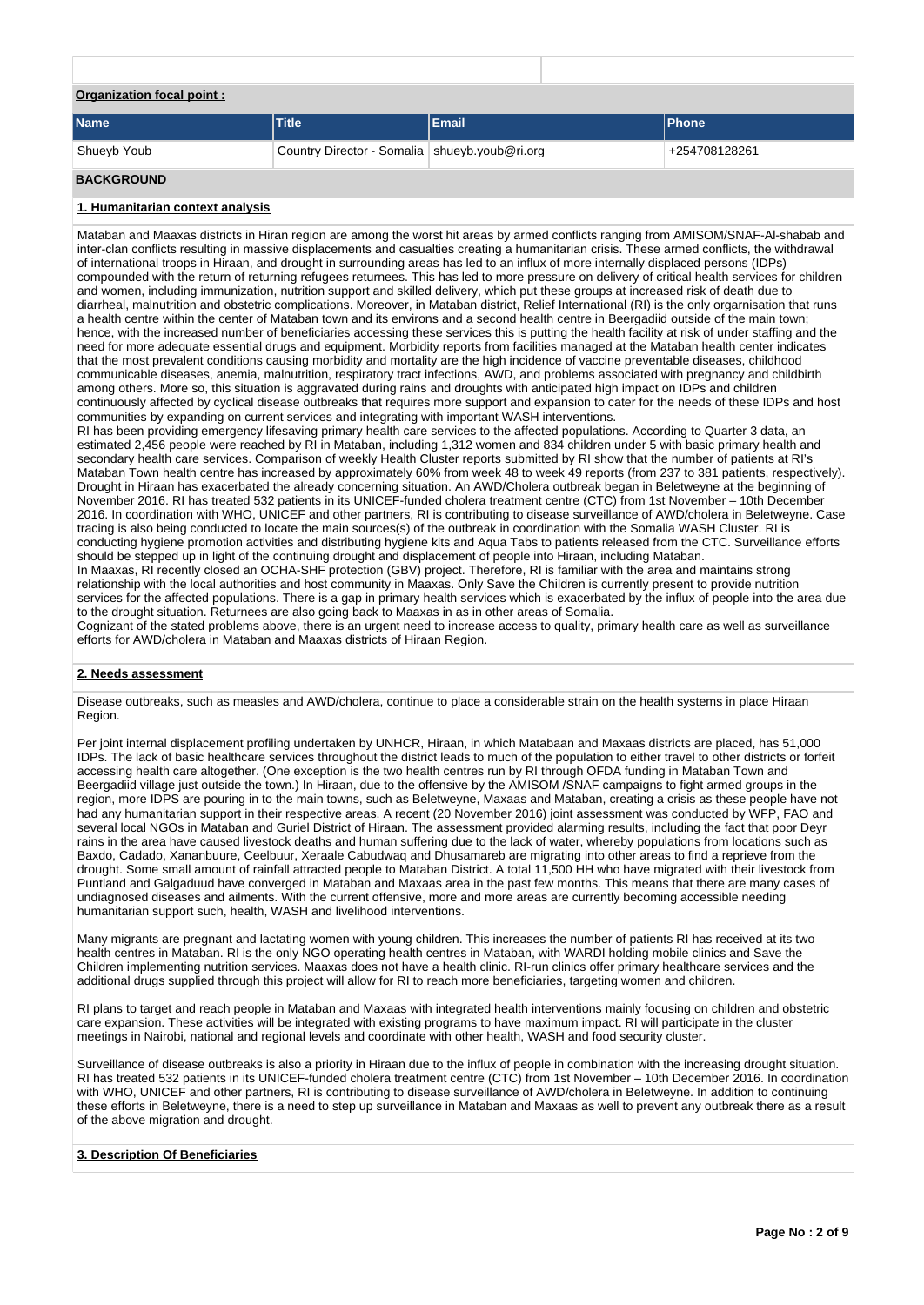**Organization focal point :**

| Name | Title | Email | Phone |
|---|---|---|---|
| Shueyb Youb | Country Director - Somalia | shueyb.youb@ri.org | +254708128261 |

**BACKGROUND**

**1. Humanitarian context analysis**

Mataban and Maaxas districts in Hiran region are among the worst hit areas by armed conflicts ranging from AMISOM/SNAF-Al-shabab and inter-clan conflicts resulting in massive displacements and casualties creating a humanitarian crisis. These armed conflicts, the withdrawal of international troops in Hiraan, and drought in surrounding areas has led to an influx of more internally displaced persons (IDPs) compounded with the return of returning refugees returnees. This has led to more pressure on delivery of critical health services for children and women, including immunization, nutrition support and skilled delivery, which put these groups at increased risk of death due to diarrheal, malnutrition and obstetric complications. Moreover, in Mataban district, Relief International (RI) is the only orgarnisation that runs a health centre within the center of Mataban town and its environs and a second health centre in Beergadiid outside of the main town; hence, with the increased number of beneficiaries accessing these services this is putting the health facility at risk of under staffing and the need for more adequate essential drugs and equipment. Morbidity reports from facilities managed at the Mataban health center indicates that the most prevalent conditions causing morbidity and mortality are the high incidence of vaccine preventable diseases, childhood communicable diseases, anemia, malnutrition, respiratory tract infections, AWD, and problems associated with pregnancy and childbirth among others. More so, this situation is aggravated during rains and droughts with anticipated high impact on IDPs and children continuously affected by cyclical disease outbreaks that requires more support and expansion to cater for the needs of these IDPs and host communities by expanding on current services and integrating with important WASH interventions.

RI has been providing emergency lifesaving primary health care services to the affected populations. According to Quarter 3 data, an estimated 2,456 people were reached by RI in Mataban, including 1,312 women and 834 children under 5 with basic primary health and secondary health care services. Comparison of weekly Health Cluster reports submitted by RI show that the number of patients at RI's Mataban Town health centre has increased by approximately 60% from week 48 to week 49 reports (from 237 to 381 patients, respectively). Drought in Hiraan has exacerbated the already concerning situation. An AWD/Cholera outbreak began in Beletweyne at the beginning of November 2016. RI has treated 532 patients in its UNICEF-funded cholera treatment centre (CTC) from 1st November – 10th December 2016. In coordination with WHO, UNICEF and other partners, RI is contributing to disease surveillance of AWD/cholera in Beletweyne. Case tracing is also being conducted to locate the main sources(s) of the outbreak in coordination with the Somalia WASH Cluster. RI is conducting hygiene promotion activities and distributing hygiene kits and Aqua Tabs to patients released from the CTC. Surveillance efforts should be stepped up in light of the continuing drought and displacement of people into Hiraan, including Mataban.

In Maaxas, RI recently closed an OCHA-SHF protection (GBV) project. Therefore, RI is familiar with the area and maintains strong relationship with the local authorities and host community in Maaxas. Only Save the Children is currently present to provide nutrition services for the affected populations. There is a gap in primary health services which is exacerbated by the influx of people into the area due to the drought situation. Returnees are also going back to Maaxas in as in other areas of Somalia.

Cognizant of the stated problems above, there is an urgent need to increase access to quality, primary health care as well as surveillance efforts for AWD/cholera in Mataban and Maaxas districts of Hiraan Region.

**2. Needs assessment**

Disease outbreaks, such as measles and AWD/cholera, continue to place a considerable strain on the health systems in place Hiraan Region.

Per joint internal displacement profiling undertaken by UNHCR, Hiraan, in which Matabaan and Maxaas districts are placed, has 51,000 IDPs. The lack of basic healthcare services throughout the district leads to much of the population to either travel to other districts or forfeit accessing health care altogether. (One exception is the two health centres run by RI through OFDA funding in Mataban Town and Beergadiid village just outside the town.) In Hiraan, due to the offensive by the AMISOM /SNAF campaigns to fight armed groups in the region, more IDPS are pouring in to the main towns, such as Beletweyne, Maxaas and Mataban, creating a crisis as these people have not had any humanitarian support in their respective areas. A recent (20 November 2016) joint assessment was conducted by WFP, FAO and several local NGOs in Mataban and Guriel District of Hiraan. The assessment provided alarming results, including the fact that poor Deyr rains in the area have caused livestock deaths and human suffering due to the lack of water, whereby populations from locations such as Baxdo, Cadado, Xananbuure, Ceelbuur, Xeraale Cabudwaq and Dhusamareb are migrating into other areas to find a reprieve from the drought. Some small amount of rainfall attracted people to Mataban District. A total 11,500 HH who have migrated with their livestock from Puntland and Galgaduud have converged in Mataban and Maxaas area in the past few months. This means that there are many cases of undiagnosed diseases and ailments. With the current offensive, more and more areas are currently becoming accessible needing humanitarian support such, health, WASH and livelihood interventions.

Many migrants are pregnant and lactating women with young children. This increases the number of patients RI has received at its two health centres in Mataban. RI is the only NGO operating health centres in Mataban, with WARDI holding mobile clinics and Save the Children implementing nutrition services. Maaxas does not have a health clinic. RI-run clinics offer primary healthcare services and the additional drugs supplied through this project will allow for RI to reach more beneficiaries, targeting women and children.

RI plans to target and reach people in Mataban and Maaxas with integrated health interventions mainly focusing on children and obstetric care expansion. These activities will be integrated with existing programs to have maximum impact. RI will participate in the cluster meetings in Nairobi, national and regional levels and coordinate with other health, WASH and food security cluster.

Surveillance of disease outbreaks is also a priority in Hiraan due to the influx of people in combination with the increasing drought situation. RI has treated 532 patients in its UNICEF-funded cholera treatment centre (CTC) from 1st November – 10th December 2016. In coordination with WHO, UNICEF and other partners, RI is contributing to disease surveillance of AWD/cholera in Beletweyne. In addition to continuing these efforts in Beletweyne, there is a need to step up surveillance in Mataban and Maaxas as well to prevent any outbreak there as a result of the above migration and drought.

**3. Description Of Beneficiaries**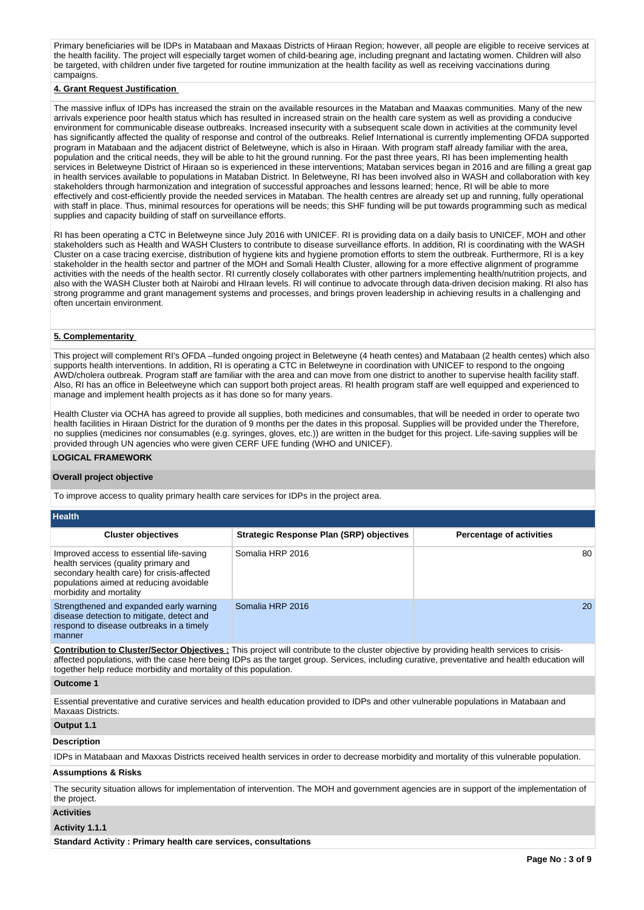Primary beneficiaries will be IDPs in Matabaan and Maxaas Districts of Hiraan Region; however, all people are eligible to receive services at the health facility. The project will especially target women of child-bearing age, including pregnant and lactating women. Children will also be targeted, with children under five targeted for routine immunization at the health facility as well as receiving vaccinations during campaigns.

**4. Grant Request Justification**

The massive influx of IDPs has increased the strain on the available resources in the Mataban and Maaxas communities. Many of the new arrivals experience poor health status which has resulted in increased strain on the health care system as well as providing a conducive environment for communicable disease outbreaks. Increased insecurity with a subsequent scale down in activities at the community level has significantly affected the quality of response and control of the outbreaks. Relief International is currently implementing OFDA supported program in Matabaan and the adjacent district of Beletweyne, which is also in Hiraan. With program staff already familiar with the area, population and the critical needs, they will be able to hit the ground running. For the past three years, RI has been implementing health services in Beletweyne District of Hiraan so is experienced in these interventions; Mataban services began in 2016 and are filling a great gap in health services available to populations in Mataban District. In Beletweyne, RI has been involved also in WASH and collaboration with key stakeholders through harmonization and integration of successful approaches and lessons learned; hence, RI will be able to more effectively and cost-efficiently provide the needed services in Mataban. The health centres are already set up and running, fully operational with staff in place. Thus, minimal resources for operations will be needs; this SHF funding will be put towards programming such as medical supplies and capacity building of staff on surveillance efforts.

RI has been operating a CTC in Beletweyne since July 2016 with UNICEF. RI is providing data on a daily basis to UNICEF, MOH and other stakeholders such as Health and WASH Clusters to contribute to disease surveillance efforts. In addition, RI is coordinating with the WASH Cluster on a case tracing exercise, distribution of hygiene kits and hygiene promotion efforts to stem the outbreak. Furthermore, RI is a key stakeholder in the health sector and partner of the MOH and Somali Health Cluster, allowing for a more effective alignment of programme activities with the needs of the health sector. RI currently closely collaborates with other partners implementing health/nutrition projects, and also with the WASH Cluster both at Nairobi and HIraan levels. RI will continue to advocate through data-driven decision making. RI also has strong programme and grant management systems and processes, and brings proven leadership in achieving results in a challenging and often uncertain environment.

**5. Complementarity**

This project will complement RI's OFDA –funded ongoing project in Beletweyne (4 heath centes) and Matabaan (2 health centes) which also supports health interventions. In addition, RI is operating a CTC in Beletweyne in coordination with UNICEF to respond to the ongoing AWD/cholera outbreak. Program staff are familiar with the area and can move from one district to another to supervise health facility staff. Also, RI has an office in Beleetweyne which can support both project areas. RI health program staff are well equipped and experienced to manage and implement health projects as it has done so for many years.

Health Cluster via OCHA has agreed to provide all supplies, both medicines and consumables, that will be needed in order to operate two health facilities in Hiraan District for the duration of 9 months per the dates in this proposal. Supplies will be provided under the Therefore, no supplies (medicines nor consumables (e.g. syringes, gloves, etc.)) are written in the budget for this project. Life-saving supplies will be provided through UN agencies who were given CERF UFE funding (WHO and UNICEF).

**LOGICAL FRAMEWORK**

**Overall project objective**

To improve access to quality primary health care services for IDPs in the project area.

**Health**

| Cluster objectives | Strategic Response Plan (SRP) objectives | Percentage of activities |
|---|---|---|
| Improved access to essential life-saving health services (quality primary and secondary health care) for crisis-affected populations aimed at reducing avoidable morbidity and mortality | Somalia HRP 2016 | 80 |
| Strengthened and expanded early warning disease detection to mitigate, detect and respond to disease outbreaks in a timely manner | Somalia HRP 2016 | 20 |

**Contribution to Cluster/Sector Objectives :** This project will contribute to the cluster objective by providing health services to crisis-affected populations, with the case here being IDPs as the target group. Services, including curative, preventative and health education will together help reduce morbidity and mortality of this population.

**Outcome 1**

Essential preventative and curative services and health education provided to IDPs and other vulnerable populations in Matabaan and Maxaas Districts.

**Output 1.1**

**Description**

IDPs in Matabaan and Maxxas Districts received health services in order to decrease morbidity and mortality of this vulnerable population.

**Assumptions & Risks**

The security situation allows for implementation of intervention. The MOH and government agencies are in support of the implementation of the project.

**Activities**

**Activity 1.1.1**

**Standard Activity : Primary health care services, consultations**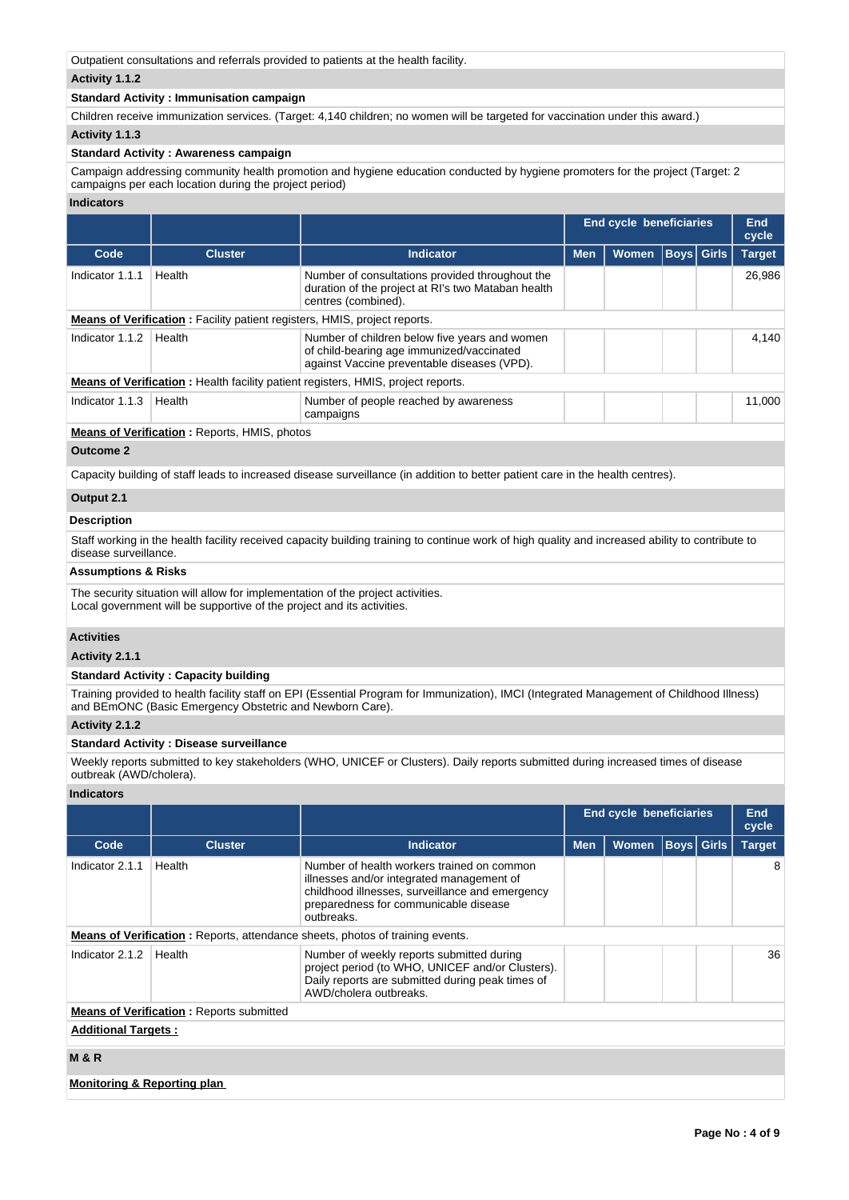Outpatient consultations and referrals provided to patients at the health facility.

**Activity 1.1.2**

**Standard Activity : Immunisation campaign**

Children receive immunization services. (Target: 4,140 children; no women will be targeted for vaccination under this award.)

**Activity 1.1.3**

**Standard Activity : Awareness campaign**

Campaign addressing community health promotion and hygiene education conducted by hygiene promoters for the project (Target: 2 campaigns per each location during the project period)

**Indicators**

| | | | End cycle beneficiaries | | | | End cycle |
|---|---|---|---|---|---|---|---|
| **Code** | **Cluster** | **Indicator** | **Men** | **Women** | **Boys** | **Girls** | **Target** |
| Indicator 1.1.1 | Health | Number of consultations provided throughout the duration of the project at RI's two Mataban health centres (combined). | | | | | 26,986 |
| **Means of Verification :** Facility patient registers, HMIS, project reports. | | | | | | | |
| Indicator 1.1.2 | Health | Number of children below five years and women of child-bearing age immunized/vaccinated against Vaccine preventable diseases (VPD). | | | | | 4,140 |
| **Means of Verification :** Health facility patient registers, HMIS, project reports. | | | | | | | |
| Indicator 1.1.3 | Health | Number of people reached by awareness campaigns | | | | | 11,000 |
| **Means of Verification :** Reports, HMIS, photos | | | | | | | |

**Outcome 2**

Capacity building of staff leads to increased disease surveillance (in addition to better patient care in the health centres).

**Output 2.1**

**Description**

Staff working in the health facility received capacity building training to continue work of high quality and increased ability to contribute to disease surveillance.

**Assumptions & Risks**

The security situation will allow for implementation of the project activities.
Local government will be supportive of the project and its activities.

**Activities**

**Activity 2.1.1**

**Standard Activity : Capacity building**

Training provided to health facility staff on EPI (Essential Program for Immunization), IMCI (Integrated Management of Childhood Illness) and BEmONC (Basic Emergency Obstetric and Newborn Care).

**Activity 2.1.2**

**Standard Activity : Disease surveillance**

Weekly reports submitted to key stakeholders (WHO, UNICEF or Clusters). Daily reports submitted during increased times of disease outbreak (AWD/cholera).

**Indicators**

| | | | End cycle beneficiaries | | | | End cycle |
|---|---|---|---|---|---|---|---|
| **Code** | **Cluster** | **Indicator** | **Men** | **Women** | **Boys** | **Girls** | **Target** |
| Indicator 2.1.1 | Health | Number of health workers trained on common illnesses and/or integrated management of childhood illnesses, surveillance and emergency preparedness for communicable disease outbreaks. | | | | | 8 |
| **Means of Verification :** Reports, attendance sheets, photos of training events. | | | | | | | |
| Indicator 2.1.2 | Health | Number of weekly reports submitted during project period (to WHO, UNICEF and/or Clusters). Daily reports are submitted during peak times of AWD/cholera outbreaks. | | | | | 36 |
| **Means of Verification :** Reports submitted | | | | | | | |

**Additional Targets :**

**M & R**

**Monitoring & Reporting plan**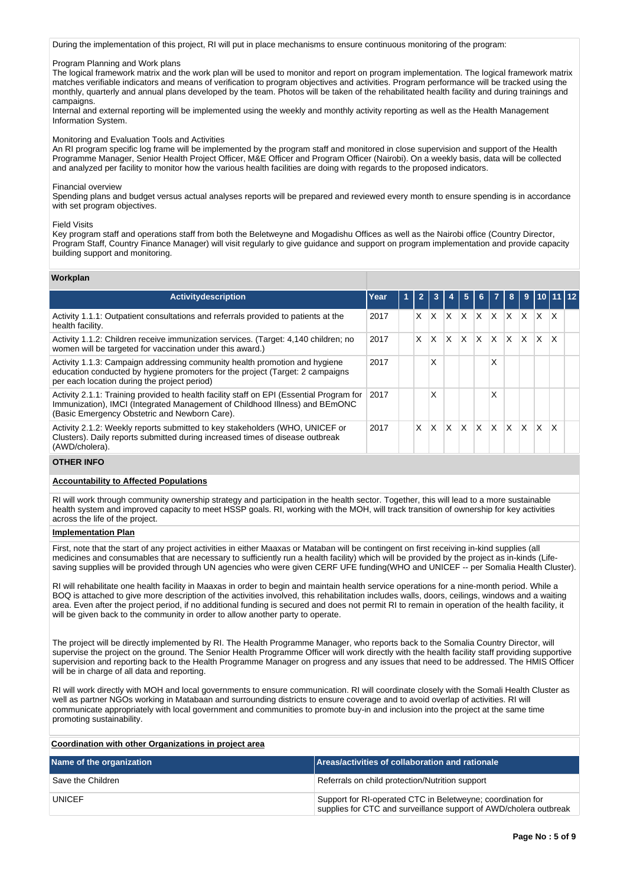During the implementation of this project, RI will put in place mechanisms to ensure continuous monitoring of the program:

Program Planning and Work plans
The logical framework matrix and the work plan will be used to monitor and report on program implementation. The logical framework matrix matches verifiable indicators and means of verification to program objectives and activities. Program performance will be tracked using the monthly, quarterly and annual plans developed by the team. Photos will be taken of the rehabilitated health facility and during trainings and campaigns.
Internal and external reporting will be implemented using the weekly and monthly activity reporting as well as the Health Management Information System.

Monitoring and Evaluation Tools and Activities
An RI program specific log frame will be implemented by the program staff and monitored in close supervision and support of the Health Programme Manager, Senior Health Project Officer, M&E Officer and Program Officer (Nairobi). On a weekly basis, data will be collected and analyzed per facility to monitor how the various health facilities are doing with regards to the proposed indicators.

Financial overview
Spending plans and budget versus actual analyses reports will be prepared and reviewed every month to ensure spending is in accordance with set program objectives.

Field Visits
Key program staff and operations staff from both the Beletweyne and Mogadishu Offices as well as the Nairobi office (Country Director, Program Staff, Country Finance Manager) will visit regularly to give guidance and support on program implementation and provide capacity building support and monitoring.

## Workplan

| Activitydescription | Year | 1 | 2 | 3 | 4 | 5 | 6 | 7 | 8 | 9 | 10 | 11 | 12 |
|---|---|---|---|---|---|---|---|---|---|---|---|---|---|
| Activity 1.1.1: Outpatient consultations and referrals provided to patients at the health facility. | 2017 | | X | X | X | X | X | X | X | X | X | X | |
| Activity 1.1.2: Children receive immunization services. (Target: 4,140 children; no women will be targeted for vaccination under this award.) | 2017 | | X | X | X | X | X | X | X | X | X | X | |
| Activity 1.1.3: Campaign addressing community health promotion and hygiene education conducted by hygiene promoters for the project (Target: 2 campaigns per each location during the project period) | 2017 | | | X | | | | X | | | | | |
| Activity 2.1.1: Training provided to health facility staff on EPI (Essential Program for Immunization), IMCI (Integrated Management of Childhood Illness) and BEmONC (Basic Emergency Obstetric and Newborn Care). | 2017 | | | X | | | | X | | | | | |
| Activity 2.1.2: Weekly reports submitted to key stakeholders (WHO, UNICEF or Clusters). Daily reports submitted during increased times of disease outbreak (AWD/cholera). | 2017 | | X | X | X | X | X | X | X | X | X | X | |

## OTHER INFO

**Accountability to Affected Populations**

RI will work through community ownership strategy and participation in the health sector. Together, this will lead to a more sustainable health system and improved capacity to meet HSSP goals. RI, working with the MOH, will track transition of ownership for key activities across the life of the project.

**Implementation Plan**

First, note that the start of any project activities in either Maaxas or Mataban will be contingent on first receiving in-kind supplies (all medicines and consumables that are necessary to sufficiently run a health facility) which will be provided by the project as in-kinds (Life-saving supplies will be provided through UN agencies who were given CERF UFE funding(WHO and UNICEF -- per Somalia Health Cluster).

RI will rehabilitate one health facility in Maaxas in order to begin and maintain health service operations for a nine-month period. While a BOQ is attached to give more description of the activities involved, this rehabilitation includes walls, doors, ceilings, windows and a waiting area. Even after the project period, if no additional funding is secured and does not permit RI to remain in operation of the health facility, it will be given back to the community in order to allow another party to operate.

The project will be directly implemented by RI. The Health Programme Manager, who reports back to the Somalia Country Director, will supervise the project on the ground. The Senior Health Programme Officer will work directly with the health facility staff providing supportive supervision and reporting back to the Health Programme Manager on progress and any issues that need to be addressed. The HMIS Officer will be in charge of all data and reporting.

RI will work directly with MOH and local governments to ensure communication. RI will coordinate closely with the Somali Health Cluster as well as partner NGOs working in Matabaan and surrounding districts to ensure coverage and to avoid overlap of activities. RI will communicate appropriately with local government and communities to promote buy-in and inclusion into the project at the same time promoting sustainability.

**Coordination with other Organizations in project area**

| Name of the organization | Areas/activities of collaboration and rationale |
|---|---|
| Save the Children | Referrals on child protection/Nutrition support |
| UNICEF | Support for RI-operated CTC in Beletweyne; coordination for supplies for CTC and surveillance support of AWD/cholera outbreak |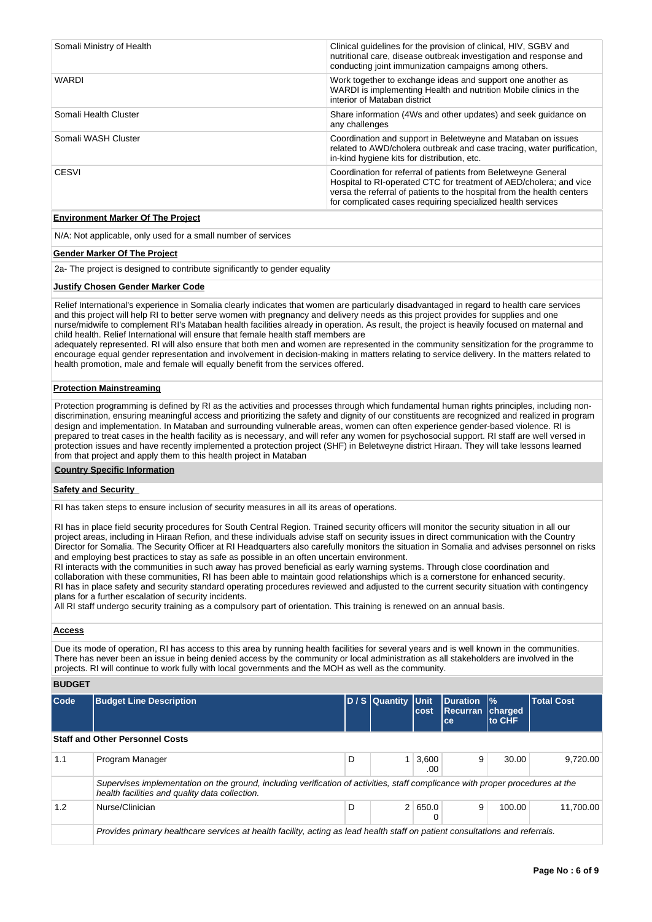| | |
|---|---|
| Somali Ministry of Health | Clinical guidelines for the provision of clinical, HIV, SGBV and nutritional care, disease outbreak investigation and response and conducting joint immunization campaigns among others. |
| WARDI | Work together to exchange ideas and support one another as WARDI is implementing Health and nutrition Mobile clinics in the interior of Mataban district |
| Somali Health Cluster | Share information (4Ws and other updates) and seek guidance on any challenges |
| Somali WASH Cluster | Coordination and support in Beletweyne and Mataban on issues related to AWD/cholera outbreak and case tracing, water purification, in-kind hygiene kits for distribution, etc. |
| CESVI | Coordination for referral of patients from Beletweyne General Hospital to RI-operated CTC for treatment of AED/cholera; and vice versa the referral of patients to the hospital from the health centers for complicated cases requiring specialized health services |

**Environment Marker Of The Project**

N/A: Not applicable, only used for a small number of services

**Gender Marker Of The Project**

2a- The project is designed to contribute significantly to gender equality

**Justify Chosen Gender Marker Code**

Relief International's experience in Somalia clearly indicates that women are particularly disadvantaged in regard to health care services and this project will help RI to better serve women with pregnancy and delivery needs as this project provides for supplies and one nurse/midwife to complement RI's Mataban health facilities already in operation. As result, the project is heavily focused on maternal and child health. Relief International will ensure that female health staff members are adequately represented. RI will also ensure that both men and women are represented in the community sensitization for the programme to encourage equal gender representation and involvement in decision-making in matters relating to service delivery. In the matters related to health promotion, male and female will equally benefit from the services offered.

**Protection Mainstreaming**

Protection programming is defined by RI as the activities and processes through which fundamental human rights principles, including non-discrimination, ensuring meaningful access and prioritizing the safety and dignity of our constituents are recognized and realized in program design and implementation. In Mataban and surrounding vulnerable areas, women can often experience gender-based violence. RI is prepared to treat cases in the health facility as is necessary, and will refer any women for psychosocial support. RI staff are well versed in protection issues and have recently implemented a protection project (SHF) in Beletweyne district Hiraan. They will take lessons learned from that project and apply them to this health project in Mataban

**Country Specific Information**

**Safety and Security**

RI has taken steps to ensure inclusion of security measures in all its areas of operations.

RI has in place field security procedures for South Central Region. Trained security officers will monitor the security situation in all our project areas, including in Hiraan Refion, and these individuals advise staff on security issues in direct communication with the Country Director for Somalia. The Security Officer at RI Headquarters also carefully monitors the situation in Somalia and advises personnel on risks and employing best practices to stay as safe as possible in an often uncertain environment.
RI interacts with the communities in such away has proved beneficial as early warning systems. Through close coordination and collaboration with these communities, RI has been able to maintain good relationships which is a cornerstone for enhanced security.
RI has in place safety and security standard operating procedures reviewed and adjusted to the current security situation with contingency plans for a further escalation of security incidents.
All RI staff undergo security training as a compulsory part of orientation. This training is renewed on an annual basis.

**Access**

Due its mode of operation, RI has access to this area by running health facilities for several years and is well known in the communities. There has never been an issue in being denied access by the community or local administration as all stakeholders are involved in the projects. RI will continue to work fully with local governments and the MOH as well as the community.

**BUDGET**

| Code | Budget Line Description | D / S | Quantity | Unit cost | Duration Recurrance | % charged to CHF | Total Cost |
|---|---|---|---|---|---|---|---|
| **Staff and Other Personnel Costs** | | | | | | | |
| 1.1 | Program Manager | D | 1 | 3,600.00 | 9 | 30.00 | 9,720.00 |
| | *Supervises implementation on the ground, including verification of activities, staff complicance with proper procedures at the health facilities and quality data collection.* | | | | | | |
| 1.2 | Nurse/Clinician | D | 2 | 650.00 | 9 | 100.00 | 11,700.00 |
| | *Provides primary healthcare services at health facility, acting as lead health staff on patient consultations and referrals.* | | | | | | |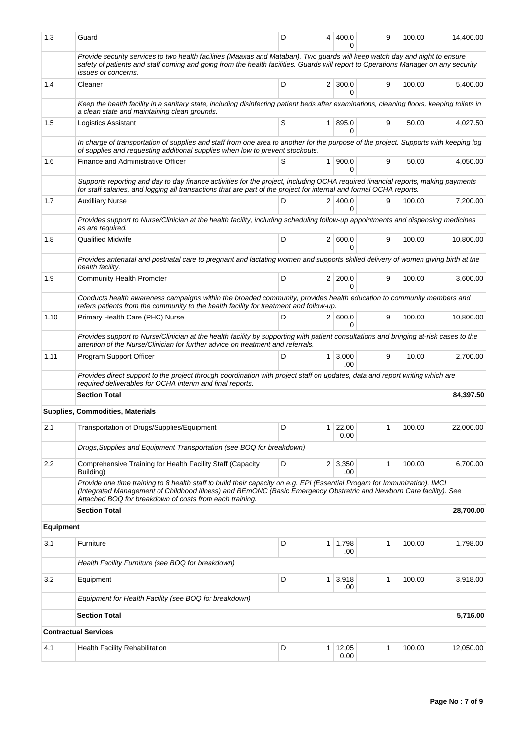| | | | | | | | |
|---|---|---|---|---|---|---|---|
| 1.3 | Guard | D | 4 | 400.00 | 9 | 100.00 | 14,400.00 |
| | *Provide security services to two health facilities (Maaxas and Mataban). Two guards will keep watch day and night to ensure safety of patients and staff coming and going from the health facilities. Guards will report to Operations Manager on any security issues or concerns.* | | | | | | |
| 1.4 | Cleaner | D | 2 | 300.00 | 9 | 100.00 | 5,400.00 |
| | *Keep the health facility in a sanitary state, including disinfecting patient beds after examinations, cleaning floors, keeping toilets in a clean state and maintaining clean grounds.* | | | | | | |
| 1.5 | Logistics Assistant | S | 1 | 895.00 | 9 | 50.00 | 4,027.50 |
| | *In charge of transportation of supplies and staff from one area to another for the purpose of the project. Supports with keeping log of supplies and requesting additional supplies when low to prevent stockouts.* | | | | | | |
| 1.6 | Finance and Administrative Officer | S | 1 | 900.00 | 9 | 50.00 | 4,050.00 |
| | *Supports reporting and day to day finance activities for the project, including OCHA required financial reports, making payments for staff salaries, and logging all transactions that are part of the project for internal and formal OCHA reports.* | | | | | | |
| 1.7 | Auxilliary Nurse | D | 2 | 400.00 | 9 | 100.00 | 7,200.00 |
| | *Provides support to Nurse/Clinician at the health facility, including scheduling follow-up appointments and dispensing medicines as are required.* | | | | | | |
| 1.8 | Qualified Midwife | D | 2 | 600.00 | 9 | 100.00 | 10,800.00 |
| | *Provides antenatal and postnatal care to pregnant and lactating women and supports skilled delivery of women giving birth at the health facility.* | | | | | | |
| 1.9 | Community Health Promoter | D | 2 | 200.00 | 9 | 100.00 | 3,600.00 |
| | *Conducts health awareness campaigns within the broaded community, provides health education to community members and refers patients from the community to the health facility for treatment and follow-up.* | | | | | | |
| 1.10 | Primary Health Care (PHC) Nurse | D | 2 | 600.00 | 9 | 100.00 | 10,800.00 |
| | *Provides support to Nurse/Clinician at the health facility by supporting with patient consultations and bringing at-risk cases to the attention of the Nurse/Clinician for further advice on treatment and referrals.* | | | | | | |
| 1.11 | Program Support Officer | D | 1 | 3,000.00 | 9 | 10.00 | 2,700.00 |
| | *Provides direct support to the project through coordination with project staff on updates, data and report writing which are required deliverables for OCHA interim and final reports.* | | | | | | |
| | **Section Total** | | | | | | **84,397.50** |
| **Supplies, Commodities, Materials** | | | | | | | |
| 2.1 | Transportation of Drugs/Supplies/Equipment | D | 1 | 22,000.00 | 1 | 100.00 | 22,000.00 |
| | *Drugs,Supplies and Equipment Transportation (see BOQ for breakdown)* | | | | | | |
| 2.2 | Comprehensive Training for Health Facility Staff (Capacity Building) | D | 2 | 3,350.00 | 1 | 100.00 | 6,700.00 |
| | *Provide one time training to 8 health staff to build their capacity on e.g. EPI (Essential Progam for Immunization), IMCI (Integrated Management of Childhood Illness) and BEmONC (Basic Emergency Obstretric and Newborn Care facility). See Attached BOQ for breakdown of costs from each training.* | | | | | | |
| | **Section Total** | | | | | | **28,700.00** |
| **Equipment** | | | | | | | |
| 3.1 | Furniture | D | 1 | 1,798.00 | 1 | 100.00 | 1,798.00 |
| | *Health Facility Furniture (see BOQ for breakdown)* | | | | | | |
| 3.2 | Equipment | D | 1 | 3,918.00 | 1 | 100.00 | 3,918.00 |
| | *Equipment for Health Facility (see BOQ for breakdown)* | | | | | | |
| | **Section Total** | | | | | | **5,716.00** |
| **Contractual Services** | | | | | | | |
| 4.1 | Health Facility Rehabilitation | D | 1 | 12,050.00 | 1 | 100.00 | 12,050.00 |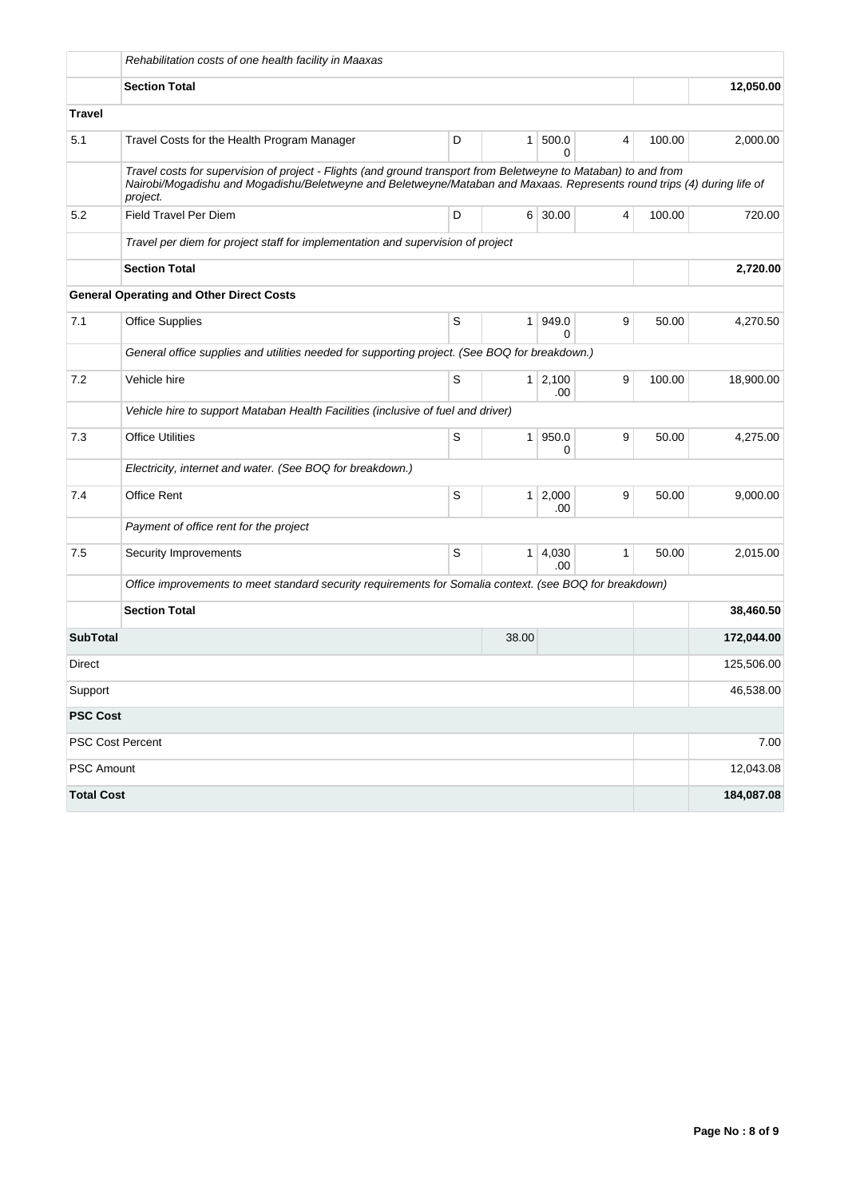| | | | | | | | |
|---|---|---|---|---|---|---|---|
| | *Rehabilitation costs of one health facility in Maaxas* | | | | | | |
| | **Section Total** | | | | | | **12,050.00** |
| **Travel** | | | | | | | |
| 5.1 | Travel Costs for the Health Program Manager | D | 1 | 500.00 | 4 | 100.00 | 2,000.00 |
| | *Travel costs for supervision of project - Flights (and ground transport from Beletweyne to Mataban) to and from Nairobi/Mogadishu and Mogadishu/Beletweyne and Beletweyne/Mataban and Maxaas. Represents round trips (4) during life of project.* | | | | | | |
| 5.2 | Field Travel Per Diem | D | 6 | 30.00 | 4 | 100.00 | 720.00 |
| | *Travel per diem for project staff for implementation and supervision of project* | | | | | | |
| | **Section Total** | | | | | | **2,720.00** |
| | **General Operating and Other Direct Costs** | | | | | | |
| 7.1 | Office Supplies | S | 1 | 949.00 | 9 | 50.00 | 4,270.50 |
| | *General office supplies and utilities needed for supporting project. (See BOQ for breakdown.)* | | | | | | |
| 7.2 | Vehicle hire | S | 1 | 2,100.00 | 9 | 100.00 | 18,900.00 |
| | *Vehicle hire to support Mataban Health Facilities (inclusive of fuel and driver)* | | | | | | |
| 7.3 | Office Utilities | S | 1 | 950.00 | 9 | 50.00 | 4,275.00 |
| | *Electricity, internet and water. (See BOQ for breakdown.)* | | | | | | |
| 7.4 | Office Rent | S | 1 | 2,000.00 | 9 | 50.00 | 9,000.00 |
| | *Payment of office rent for the project* | | | | | | |
| 7.5 | Security Improvements | S | 1 | 4,030.00 | 1 | 50.00 | 2,015.00 |
| | *Office improvements to meet standard security requirements for Somalia context. (see BOQ for breakdown)* | | | | | | |
| | **Section Total** | | | | | | **38,460.50** |
| **SubTotal** | | | 38.00 | | | | **172,044.00** |
| Direct | | | | | | | 125,506.00 |
| Support | | | | | | | 46,538.00 |
| **PSC Cost** | | | | | | | |
| PSC Cost Percent | | | | | | | 7.00 |
| PSC Amount | | | | | | | 12,043.08 |
| **Total Cost** | | | | | | | **184,087.08** |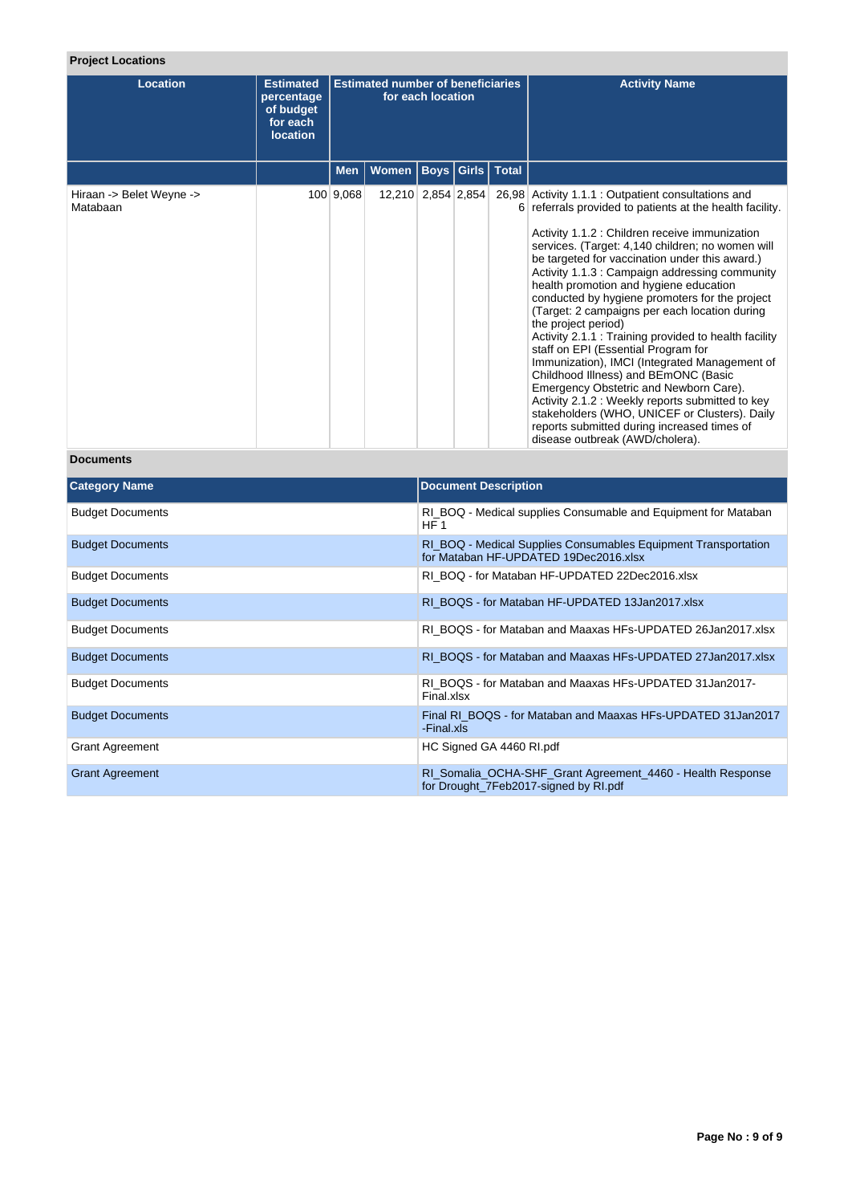## Project Locations

| Location | Estimated percentage of budget for each location | Estimated number of beneficiaries for each location | | | | | Activity Name |
|---|---|---|---|---|---|---|---|
| | | Men | Women | Boys | Girls | Total | |
| Hiraan -> Belet Weyne -> Matabaan | 100 | 9,068 | 12,210 | 2,854 | 2,854 | 26,986 | Activity 1.1.1 : Outpatient consultations and referrals provided to patients at the health facility.<br><br>Activity 1.1.2 : Children receive immunization services. (Target: 4,140 children; no women will be targeted for vaccination under this award.)<br>Activity 1.1.3 : Campaign addressing community health promotion and hygiene education conducted by hygiene promoters for the project (Target: 2 campaigns per each location during the project period)<br>Activity 2.1.1 : Training provided to health facility staff on EPI (Essential Program for Immunization), IMCI (Integrated Management of Childhood Illness) and BEmONC (Basic Emergency Obstetric and Newborn Care).<br>Activity 2.1.2 : Weekly reports submitted to key stakeholders (WHO, UNICEF or Clusters). Daily reports submitted during increased times of disease outbreak (AWD/cholera). |

## Documents

| Category Name | Document Description |
|---|---|
| Budget Documents | RI_BOQ - Medical supplies Consumable and Equipment for Mataban HF 1 |
| Budget Documents | RI_BOQ - Medical Supplies Consumables Equipment Transportation for Mataban HF-UPDATED 19Dec2016.xlsx |
| Budget Documents | RI_BOQ - for Mataban HF-UPDATED 22Dec2016.xlsx |
| Budget Documents | RI_BOQS - for Mataban HF-UPDATED 13Jan2017.xlsx |
| Budget Documents | RI_BOQS - for Mataban and Maaxas HFs-UPDATED 26Jan2017.xlsx |
| Budget Documents | RI_BOQS - for Mataban and Maaxas HFs-UPDATED 27Jan2017.xlsx |
| Budget Documents | RI_BOQS - for Mataban and Maaxas HFs-UPDATED 31Jan2017-Final.xlsx |
| Budget Documents | Final RI_BOQS - for Mataban and Maaxas HFs-UPDATED 31Jan2017-Final.xls |
| Grant Agreement | HC Signed GA 4460 RI.pdf |
| Grant Agreement | RI_Somalia_OCHA-SHF_Grant Agreement_4460 - Health Response for Drought_7Feb2017-signed by RI.pdf |